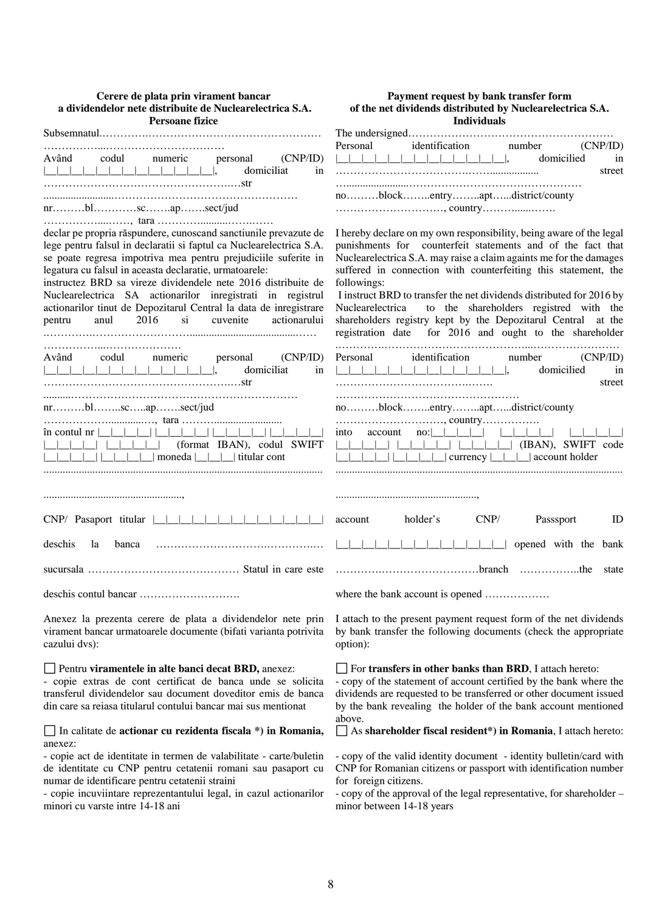**Cerere de plata prin virament bancar a dividendelor nete distribuite de Nuclearelectrica S.A. Persoane fizice**

Subsemnatul…………….…………………………………………………………..………………………………

Având codul numeric personal (CNP/ID) |__|__|__|__|__|__|__|__|__|__|__|__|__|, domiciliat in ……………………………………………….…str ........................………………………………………… nr………bl…………sc……..ap…….sect/jud ……………....……, tara ………….........……..……

declar pe propria răspundere, cunoscand sanctiunile prevazute de lege pentru falsul in declaratii si faptul ca Nuclearelectrica S.A. se poate regresa impotriva mea pentru prejudiciile suferite in legatura cu falsul in aceasta declaratie, urmatoarele:

instructez BRD sa vireze dividendele nete 2016 distribuite de Nuclearelectrica SA actionarilor inregistrati in registrul actionarilor tinut de Depozitarul Central la data de inregistrare pentru anul 2016 si cuvenite actionarului .………….………………………...........................................…… ……………...………………….

Având codul numeric personal (CNP/ID) |__|__|__|__|__|__|__|__|__|__|__|__|__|, domiciliat in ……………………………………………….…str ..........……………………………………………………………… nr………bl……..sc…..ap…….sect/jud ……………….............…, tara ……….........................

în contul nr |__|__|__|__| |__|__|__|__| |__|__|__|__| |__|__|__|__| |__|__|__|__| |__|__|__|__| (format IBAN), codul SWIFT |__|__|__|__| |__|__|__|__| moneda |__|__|__| titular cont ..................................................................................................... ...................................................,

CNP/ Pasaport titular |__|__|__|__|__|__|__|__|__|__|__|__|__|

deschis la banca ……………………………….…………..…

sucursala …………………………………… Statul in care este deschis contul bancar ……………………….

Anexez la prezenta cerere de plata a dividendelor nete prin virament bancar urmatoarele documente (bifati varianta potrivita cazului dvs):

☐ Pentru **viramentele in alte banci decat BRD,** anexez:
- copie extras de cont certificat de banca unde se solicita transferul dividendelor sau document doveditor emis de banca din care sa reiasa titularul contului bancar mai sus mentionat

☐ In calitate de **actionar cu rezidenta fiscala \*) in Romania,** anexez:
- copie act de identitate in termen de valabilitate - carte/buletin de identitate cu CNP pentru cetatenii romani sau pasaport cu numar de identificare pentru cetatenii straini
- copie incuviintare reprezentantului legal, in cazul actionarilor minori cu varste intre 14-18 ani

---

**Payment request by bank transfer form of the net dividends distributed by Nuclearelectrica S.A. Individuals**

The undersigned…………………………………………………

Personal identification number (CNP/ID) |__|__|__|__|__|__|__|__|__|__|__|__|__|, domiciliated in ………………………………….……................. street …......................……………………………………… no………block……..entry……..apt…...district/county …………………………, country……….....…….

I hereby declare on my own responsibility, being aware of the legal punishments for counterfeit statements and of the fact that Nuclearelectrica S.A. may raise a claim againts me for the damages suffered in connection with counterfeiting this statement, the followings:

I instruct BRD to transfer the net dividends distributed for 2016 by Nuclearelectrica to the shareholders registred with the shareholders registry kept by the Depozitarul Central at the registration date for 2016 and ought to the shareholder ……….……………………………...……………………

Personal identification number (CNP/ID) |__|__|__|__|__|__|__|__|__|__|__|__|__|, domiciliated in ……………………………….……. street ………………………………………… no………block……..entry……..apt…...district/county …………………………, country…………….

into account no:|__|__|__|__| |__|__|__|__| |__|__|__|__| |__|__|__|__| |__|__|__|__| |__|__|__|__| (IBAN), SWIFT code |__|__|__|__| |__|__|__|__| currency |__|__|__| account holder ..................................................................................................... ...................................................,

account holder's CNP/ Passsport ID |__|__|__|__|__|__|__|__|__|__|__|__|__| opened with the bank ……………………………………branch ……………..the state where the bank account is opened ………………

I attach to the present payment request form of the net dividends by bank transfer the following documents (check the appropriate option):

☐ For **transfers in other banks than BRD**, I attach hereto:
- copy of the statement of account certified by the bank where the dividends are requested to be transferred or other document issued by the bank revealing the holder of the bank account mentioned above.

☐ As **shareholder fiscal resident\*) in Romania**, I attach hereto:
- copy of the valid identity document - identity bulletin/card with CNP for Romanian citizens or passport with identification number for foreign citizens.
- copy of the approval of the legal representative, for shareholder – minor between 14-18 years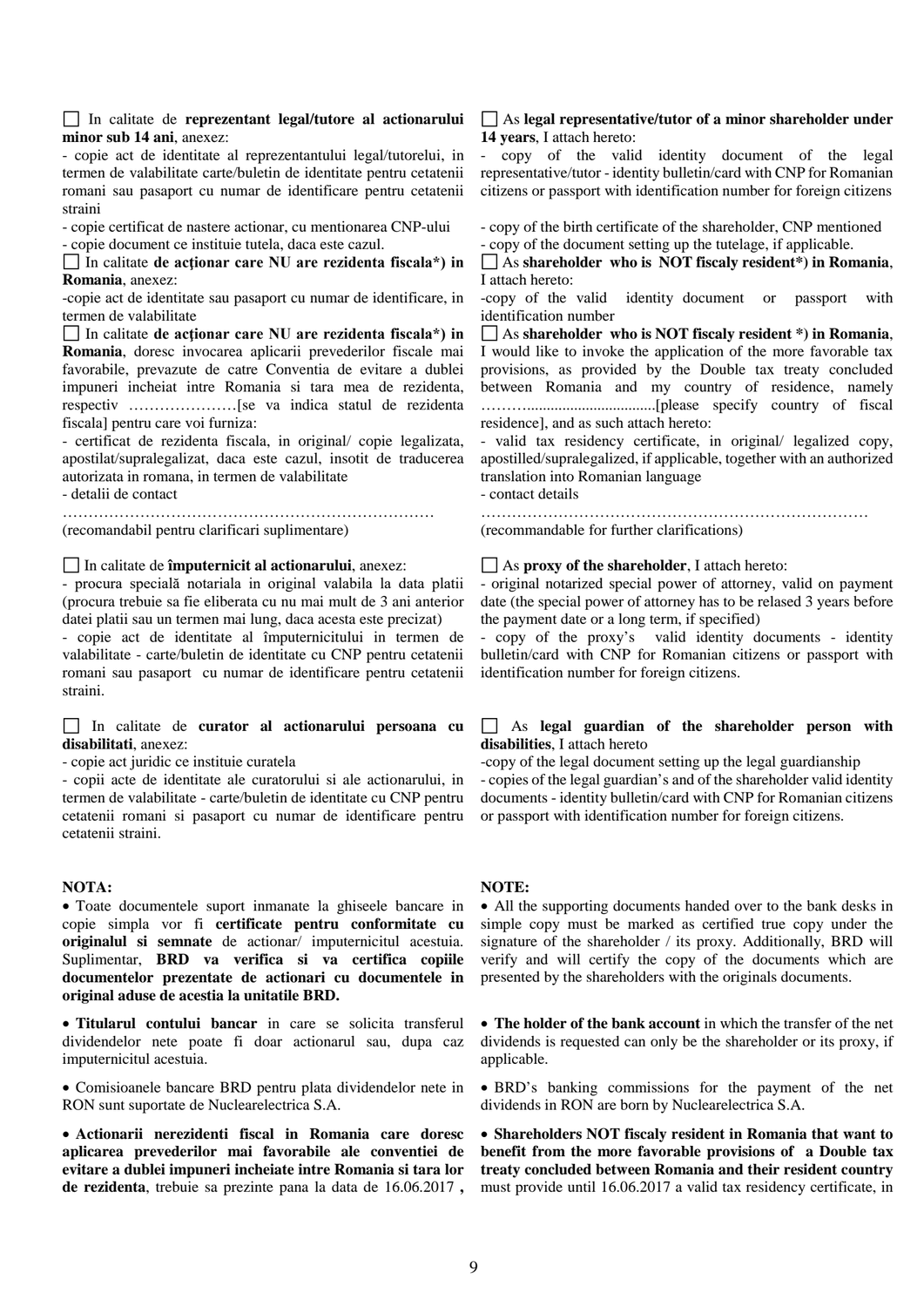☐ In calitate de **reprezentant legal/tutore al actionarului minor sub 14 ani**, anexez:
- copie act de identitate al reprezentantului legal/tutorelui, in termen de valabilitate carte/buletin de identitate pentru cetatenii romani sau pasaport cu numar de identificare pentru cetatenii straini
- copie certificat de nastere actionar, cu mentionarea CNP-ului
- copie document ce instituie tutela, daca este cazul.

☐ In calitate **de acţionar care NU are rezidenta fiscala*) in Romania**, anexez:
-copie act de identitate sau pasaport cu numar de identificare, in termen de valabilitate

☐ In calitate **de acţionar care NU are rezidenta fiscala*) in Romania**, doresc invocarea aplicarii prevederilor fiscale mai favorabile, prevazute de catre Conventia de evitare a dublei impuneri incheiat intre Romania si tara mea de rezidenta, respectiv …………………[se va indica statul de rezidenta fiscala] pentru care voi furniza:
- certificat de rezidenta fiscala, in original/ copie legalizata, apostilat/supralegalizat, daca este cazul, insotit de traducerea autorizata in romana, in termen de valabilitate
- detalii de contact
………………………………………………………………
(recomandabil pentru clarificari suplimentare)

☐ In calitate de **împuternicit al actionarului**, anexez:
- procura specială notariala in original valabila la data platii (procura trebuie sa fie eliberata cu nu mai mult de 3 ani anterior datei platii sau un termen mai lung, daca acesta este precizat)
- copie act de identitate al împuternicitului in termen de valabilitate - carte/buletin de identitate cu CNP pentru cetatenii romani sau pasaport cu numar de identificare pentru cetatenii straini.

☐ In calitate de **curator al actionarului persoana cu disabilitati**, anexez:
- copie act juridic ce instituie curatela
- copii acte de identitate ale curatorului si ale actionarului, in termen de valabilitate - carte/buletin de identitate cu CNP pentru cetatenii romani si pasaport cu numar de identificare pentru cetatenii straini.

**NOTA:**

- Toate documentele suport inmanate la ghiseele bancare in copie simpla vor fi **certificate pentru conformitate cu originalul si semnate** de actionar/ imputernicitul acestuia. Suplimentar, **BRD va verifica si va certifica copiile documentelor prezentate de actionari cu documentele in original aduse de acestia la unitatile BRD.**
- **Titularul contului bancar** in care se solicita transferul dividendelor nete poate fi doar actionarul sau, dupa caz imputernicitul acestuia.
- Comisioanele bancare BRD pentru plata dividendelor nete in RON sunt suportate de Nuclearelectrica S.A.
- **Actionarii nerezidenti fiscal in Romania care doresc aplicarea prevederilor mai favorabile ale conventiei de evitare a dublei impuneri incheiate intre Romania si tara lor de rezidenta**, trebuie sa prezinte pana la data de 16.06.2017 **,**

☐ As **legal representative/tutor of a minor shareholder under 14 years**, I attach hereto:
- copy of the valid identity document of the legal representative/tutor - identity bulletin/card with CNP for Romanian citizens or passport with identification number for foreign citizens
- copy of the birth certificate of the shareholder, CNP mentioned
- copy of the document setting up the tutelage, if applicable.

☐ As **shareholder who is NOT fiscaly resident*) in Romania**, I attach hereto:
-copy of the valid identity document or passport with identification number

☐ As **shareholder who is NOT fiscaly resident *) in Romania**, I would like to invoke the application of the more favorable tax provisions, as provided by the Double tax treaty concluded between Romania and my country of residence, namely ………..................................[please specify country of fiscal residence], and as such attach hereto:
- valid tax residency certificate, in original/ legalized copy, apostilled/supralegalized, if applicable, together with an authorized translation into Romanian language
- contact details
……………………………………………………………………
(recommandable for further clarifications)

☐ As **proxy of the shareholder**, I attach hereto:
- original notarized special power of attorney, valid on payment date (the special power of attorney has to be relased 3 years before the payment date or a long term, if specified)
- copy of the proxy's valid identity documents - identity bulletin/card with CNP for Romanian citizens or passport with identification number for foreign citizens.

☐ As **legal guardian of the shareholder person with disabilities**, I attach hereto
-copy of the legal document setting up the legal guardianship
- copies of the legal guardian's and of the shareholder valid identity documents - identity bulletin/card with CNP for Romanian citizens or passport with identification number for foreign citizens.

**NOTE:**

- All the supporting documents handed over to the bank desks in simple copy must be marked as certified true copy under the signature of the shareholder / its proxy. Additionally, BRD will verify and will certify the copy of the documents which are presented by the shareholders with the originals documents.
- **The holder of the bank account** in which the transfer of the net dividends is requested can only be the shareholder or its proxy, if applicable.
- BRD's banking commissions for the payment of the net dividends in RON are born by Nuclearelectrica S.A.
- **Shareholders NOT fiscaly resident in Romania that want to benefit from the more favorable provisions of a Double tax treaty concluded between Romania and their resident country** must provide until 16.06.2017 a valid tax residency certificate, in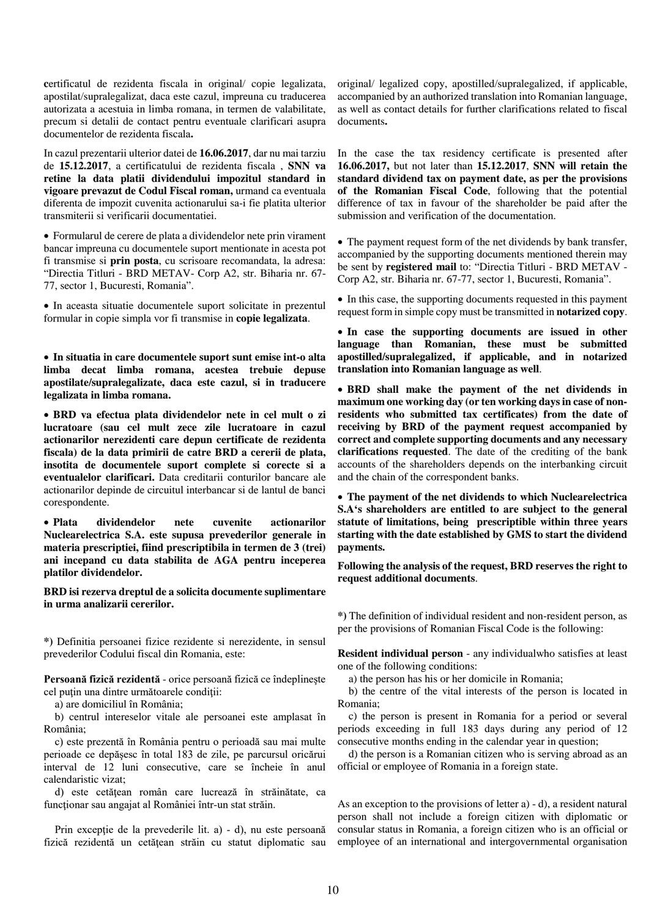**c**ertificatul de rezidenta fiscala in original/ copie legalizata, apostilat/supralegalizat, daca este cazul, impreuna cu traducerea autorizata a acestuia in limba romana, in termen de valabilitate, precum si detalii de contact pentru eventuale clarificari asupra documentelor de rezidenta fiscala**.**

In cazul prezentarii ulterior datei de **16.06.2017**, dar nu mai tarziu de **15.12.2017**, a certificatului de rezidenta fiscala , **SNN va retine la data platii dividendului impozitul standard in vigoare prevazut de Codul Fiscal roman,** urmand ca eventuala diferenta de impozit cuvenita actionarului sa-i fie platita ulterior transmiterii si verificarii documentatiei.

- Formularul de cerere de plata a dividendelor nete prin virament bancar impreuna cu documentele suport mentionate in acesta pot fi transmise si **prin posta**, cu scrisoare recomandata, la adresa: "Directia Titluri - BRD METAV- Corp A2, str. Biharia nr. 67-77, sector 1, Bucuresti, Romania".

- In aceasta situatie documentele suport solicitate in prezentul formular in copie simpla vor fi transmise in **copie legalizata**.

- **In situatia in care documentele suport sunt emise int-o alta limba decat limba romana, acestea trebuie depuse apostilate/supralegalizate, daca este cazul, si in traducere legalizata in limba romana.**

- **BRD va efectua plata dividendelor nete in cel mult o zi lucratoare (sau cel mult zece zile lucratoare in cazul actionarilor nerezidenti care depun certificate de rezidenta fiscala) de la data primirii de catre BRD a cererii de plata, insotita de documentele suport complete si corecte si a eventualelor clarificari.** Data creditarii conturilor bancare ale actionarilor depinde de circuitul interbancar si de lantul de banci corespondente.

- **Plata dividendelor nete cuvenite actionarilor Nuclearelectrica S.A. este supusa prevederilor generale in materia prescriptiei, fiind prescriptibila in termen de 3 (trei) ani incepand cu data stabilita de AGA pentru inceperea platilor dividendelor.**

**BRD isi rezerva dreptul de a solicita documente suplimentare in urma analizarii cererilor.**

**\*)** Definitia persoanei fizice rezidente si nerezidente, in sensul prevederilor Codului fiscal din Romania, este:

**Persoană fizică rezidentă** - orice persoană fizică ce îndeplineşte cel puţin una dintre următoarele condiţii:

a) are domiciliul în România;

b) centrul intereselor vitale ale persoanei este amplasat în România;

c) este prezentă în România pentru o perioadă sau mai multe perioade ce depăşesc în total 183 de zile, pe parcursul oricărui interval de 12 luni consecutive, care se încheie în anul calendaristic vizat;

d) este cetăţean român care lucrează în străinătate, ca funcţionar sau angajat al României într-un stat străin.

Prin excepţie de la prevederile lit. a) - d), nu este persoană fizică rezidentă un cetăţean străin cu statut diplomatic sau

original/ legalized copy, apostilled/supralegalized, if applicable, accompanied by an authorized translation into Romanian language, as well as contact details for further clarifications related to fiscal documents**.**

In the case the tax residency certificate is presented after **16.06.2017,** but not later than **15.12.2017**, **SNN will retain the standard dividend tax on payment date, as per the provisions of the Romanian Fiscal Code**, following that the potential difference of tax in favour of the shareholder be paid after the submission and verification of the documentation.

- The payment request form of the net dividends by bank transfer, accompanied by the supporting documents mentioned therein may be sent by **registered mail** to: "Directia Titluri - BRD METAV - Corp A2, str. Biharia nr. 67-77, sector 1, Bucuresti, Romania".

- In this case, the supporting documents requested in this payment request form in simple copy must be transmitted in **notarized copy**.

- **In case the supporting documents are issued in other language than Romanian, these must be submitted apostilled/supralegalized, if applicable, and in notarized translation into Romanian language as well**.

- **BRD shall make the payment of the net dividends in maximum one working day (or ten working days in case of non-residents who submitted tax certificates) from the date of receiving by BRD of the payment request accompanied by correct and complete supporting documents and any necessary clarifications requested**. The date of the crediting of the bank accounts of the shareholders depends on the interbanking circuit and the chain of the correspondent banks.

- **The payment of the net dividends to which Nuclearelectrica S.A's shareholders are entitled to are subject to the general statute of limitations, being prescriptible within three years starting with the date established by GMS to start the dividend payments.**

**Following the analysis of the request, BRD reserves the right to request additional documents**.

**\*)** The definition of individual resident and non-resident person, as per the provisions of Romanian Fiscal Code is the following:

**Resident individual person** - any individualwho satisfies at least one of the following conditions:

a) the person has his or her domicile in Romania;

b) the centre of the vital interests of the person is located in Romania;

c) the person is present in Romania for a period or several periods exceeding in full 183 days during any period of 12 consecutive months ending in the calendar year in question;

d) the person is a Romanian citizen who is serving abroad as an official or employee of Romania in a foreign state.

As an exception to the provisions of letter a) - d), a resident natural person shall not include a foreign citizen with diplomatic or consular status in Romania, a foreign citizen who is an official or employee of an international and intergovernmental organisation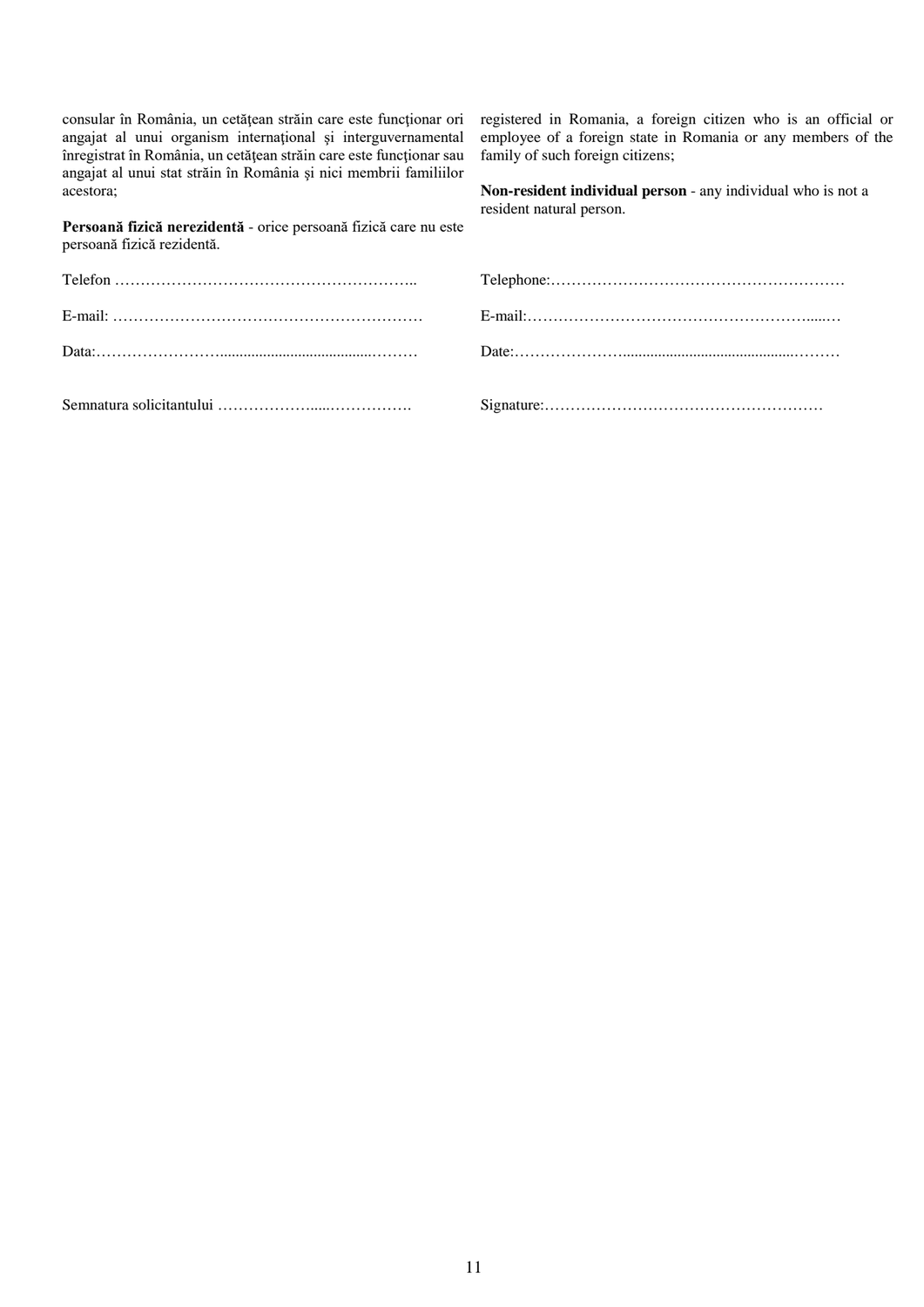consular în România, un cetăţean străin care este funcţionar ori angajat al unui organism internaţional şi interguvernamental înregistrat în România, un cetăţean străin care este funcţionar sau angajat al unui stat străin în România şi nici membrii familiilor acestora;

**Persoană fizică nerezidentă** - orice persoană fizică care nu este persoană fizică rezidentă.

registered in Romania, a foreign citizen who is an official or employee of a foreign state in Romania or any members of the family of such foreign citizens;

**Non-resident individual person** - any individual who is not a resident natural person.

Telefon …………………………………………………..

Telephone:…………………………………………………

E-mail: ……………………………………………………

E-mail:…………………………………………………...…

Data:……………………........................................………

Date:…………………..........................................………

Semnatura solicitantului ………………......…………….

Signature:………………………………………………